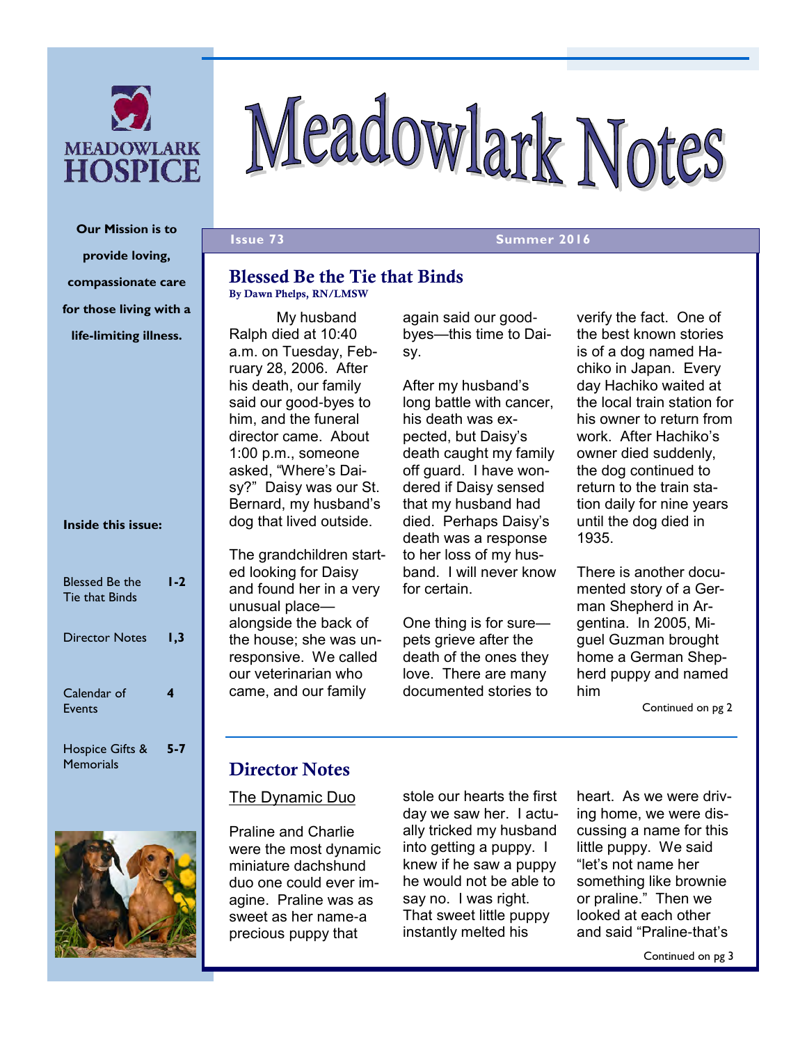# Meadowlark Notes

MEADOWLARK HOSPICE

**Our Mission is to provide loving, compassionate care for those living with a life-limiting illness.**

**Issue 73** **Summer 2016**

**Inside this issue:**

| | |
|---|---|
| Blessed Be the Tie that Binds | 1-2 |
| Director Notes | 1,3 |
| Calendar of Events | 4 |
| Hospice Gifts & Memorials | 5-7 |

## Blessed Be the Tie that Binds

**By Dawn Phelps, RN/LMSW**

My husband Ralph died at 10:40 a.m. on Tuesday, February 28, 2006. After his death, our family said our good-byes to him, and the funeral director came. About 1:00 p.m., someone asked, "Where's Daisy?" Daisy was our St. Bernard, my husband's dog that lived outside.

The grandchildren started looking for Daisy and found her in a very unusual place—alongside the back of the house; she was unresponsive. We called our veterinarian who came, and our family again said our good-byes—this time to Daisy.

After my husband's long battle with cancer, his death was expected, but Daisy's death caught my family off guard. I have wondered if Daisy sensed that my husband had died. Perhaps Daisy's death was a response to her loss of my husband. I will never know for certain.

One thing is for sure—pets grieve after the death of the ones they love. There are many documented stories to verify the fact. One of the best known stories is of a dog named Hachiko in Japan. Every day Hachiko waited at the local train station for his owner to return from work. After Hachiko's owner died suddenly, the dog continued to return to the train station daily for nine years until the dog died in 1935.

There is another documented story of a German Shepherd in Argentina. In 2005, Miguel Guzman brought home a German Shepherd puppy and named him

Continued on pg 2

## Director Notes

The Dynamic Duo

Praline and Charlie were the most dynamic miniature dachshund duo one could ever imagine. Praline was as sweet as her name-a precious puppy that stole our hearts the first day we saw her. I actually tricked my husband into getting a puppy. I knew if he saw a puppy he would not be able to say no. I was right. That sweet little puppy instantly melted his heart. As we were driving home, we were discussing a name for this little puppy. We said "let's not name her something like brownie or praline." Then we looked at each other and said "Praline-that's

Continued on pg 3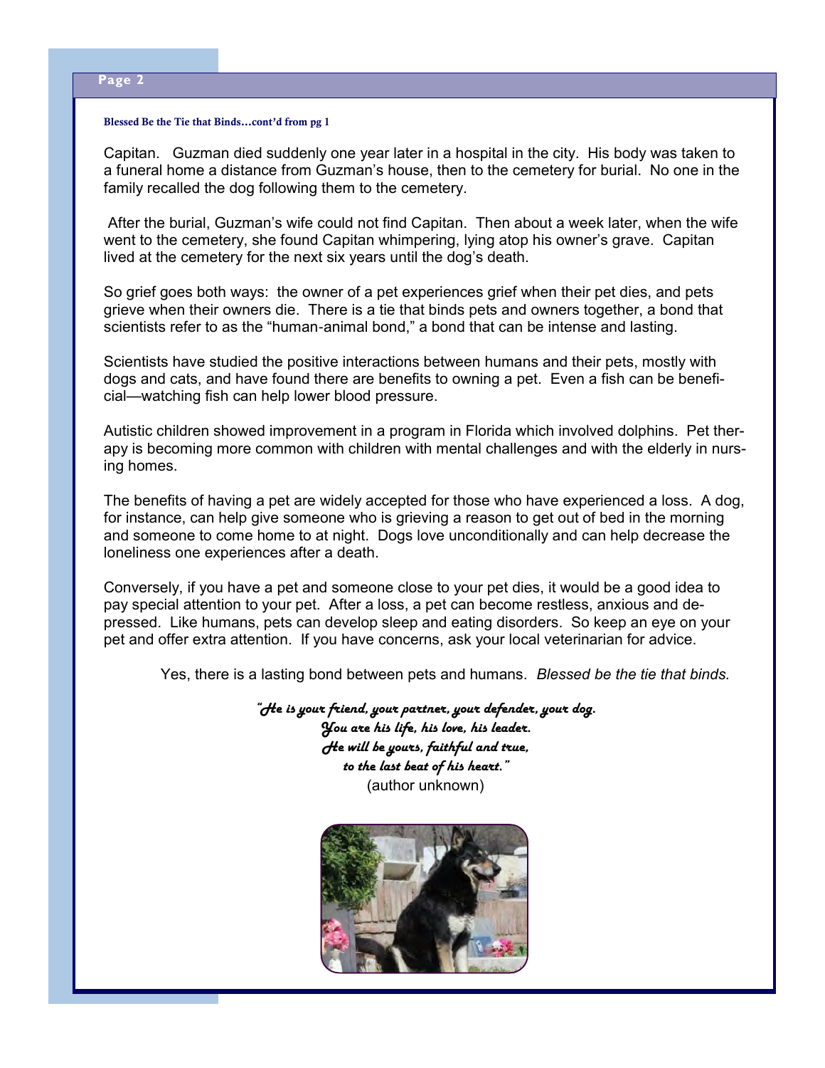**Blessed Be the Tie that Binds…cont'd from pg 1**

Capitan. Guzman died suddenly one year later in a hospital in the city. His body was taken to a funeral home a distance from Guzman's house, then to the cemetery for burial. No one in the family recalled the dog following them to the cemetery.

After the burial, Guzman's wife could not find Capitan. Then about a week later, when the wife went to the cemetery, she found Capitan whimpering, lying atop his owner's grave. Capitan lived at the cemetery for the next six years until the dog's death.

So grief goes both ways: the owner of a pet experiences grief when their pet dies, and pets grieve when their owners die. There is a tie that binds pets and owners together, a bond that scientists refer to as the "human-animal bond," a bond that can be intense and lasting.

Scientists have studied the positive interactions between humans and their pets, mostly with dogs and cats, and have found there are benefits to owning a pet. Even a fish can be beneficial—watching fish can help lower blood pressure.

Autistic children showed improvement in a program in Florida which involved dolphins. Pet therapy is becoming more common with children with mental challenges and with the elderly in nursing homes.

The benefits of having a pet are widely accepted for those who have experienced a loss. A dog, for instance, can help give someone who is grieving a reason to get out of bed in the morning and someone to come home to at night. Dogs love unconditionally and can help decrease the loneliness one experiences after a death.

Conversely, if you have a pet and someone close to your pet dies, it would be a good idea to pay special attention to your pet. After a loss, a pet can become restless, anxious and depressed. Like humans, pets can develop sleep and eating disorders. So keep an eye on your pet and offer extra attention. If you have concerns, ask your local veterinarian for advice.

Yes, there is a lasting bond between pets and humans. *Blessed be the tie that binds.*

***"He is your friend, your partner, your defender, your dog.***
***You are his life, his love, his leader.***
***He will be yours, faithful and true,***
***to the last beat of his heart."***
(author unknown)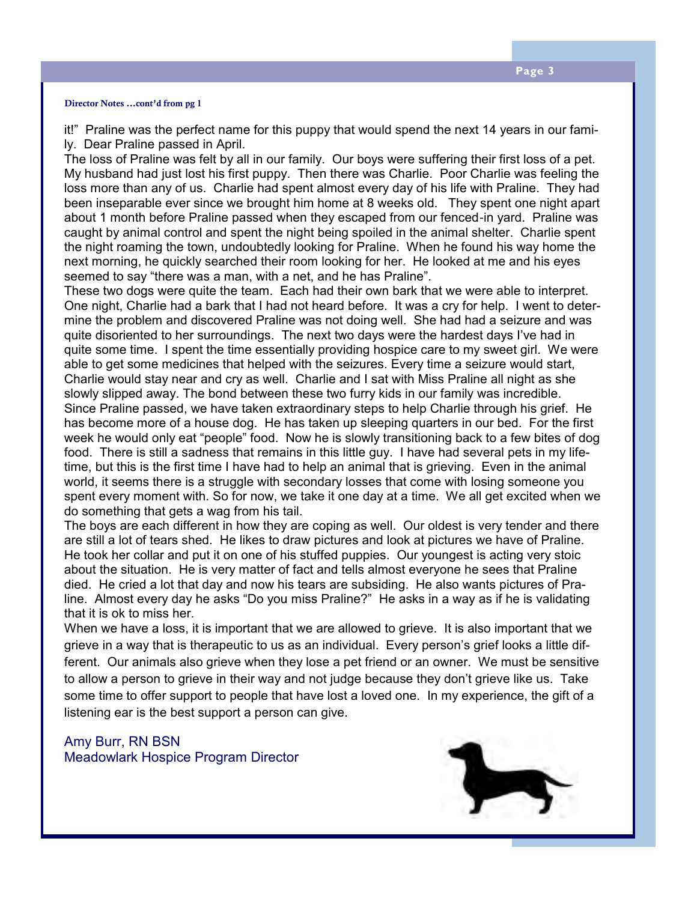**Director Notes …cont'd from pg 1**

it!" Praline was the perfect name for this puppy that would spend the next 14 years in our family. Dear Praline passed in April.

The loss of Praline was felt by all in our family. Our boys were suffering their first loss of a pet. My husband had just lost his first puppy. Then there was Charlie. Poor Charlie was feeling the loss more than any of us. Charlie had spent almost every day of his life with Praline. They had been inseparable ever since we brought him home at 8 weeks old. They spent one night apart about 1 month before Praline passed when they escaped from our fenced-in yard. Praline was caught by animal control and spent the night being spoiled in the animal shelter. Charlie spent the night roaming the town, undoubtedly looking for Praline. When he found his way home the next morning, he quickly searched their room looking for her. He looked at me and his eyes seemed to say "there was a man, with a net, and he has Praline".

These two dogs were quite the team. Each had their own bark that we were able to interpret. One night, Charlie had a bark that I had not heard before. It was a cry for help. I went to determine the problem and discovered Praline was not doing well. She had had a seizure and was quite disoriented to her surroundings. The next two days were the hardest days I've had in quite some time. I spent the time essentially providing hospice care to my sweet girl. We were able to get some medicines that helped with the seizures. Every time a seizure would start, Charlie would stay near and cry as well. Charlie and I sat with Miss Praline all night as she slowly slipped away. The bond between these two furry kids in our family was incredible.

Since Praline passed, we have taken extraordinary steps to help Charlie through his grief. He has become more of a house dog. He has taken up sleeping quarters in our bed. For the first week he would only eat "people" food. Now he is slowly transitioning back to a few bites of dog food. There is still a sadness that remains in this little guy. I have had several pets in my lifetime, but this is the first time I have had to help an animal that is grieving. Even in the animal world, it seems there is a struggle with secondary losses that come with losing someone you spent every moment with. So for now, we take it one day at a time. We all get excited when we do something that gets a wag from his tail.

The boys are each different in how they are coping as well. Our oldest is very tender and there are still a lot of tears shed. He likes to draw pictures and look at pictures we have of Praline. He took her collar and put it on one of his stuffed puppies. Our youngest is acting very stoic about the situation. He is very matter of fact and tells almost everyone he sees that Praline died. He cried a lot that day and now his tears are subsiding. He also wants pictures of Praline. Almost every day he asks "Do you miss Praline?" He asks in a way as if he is validating that it is ok to miss her.

When we have a loss, it is important that we are allowed to grieve. It is also important that we grieve in a way that is therapeutic to us as an individual. Every person's grief looks a little different. Our animals also grieve when they lose a pet friend or an owner. We must be sensitive to allow a person to grieve in their way and not judge because they don't grieve like us. Take some time to offer support to people that have lost a loved one. In my experience, the gift of a listening ear is the best support a person can give.

Amy Burr, RN BSN
Meadowlark Hospice Program Director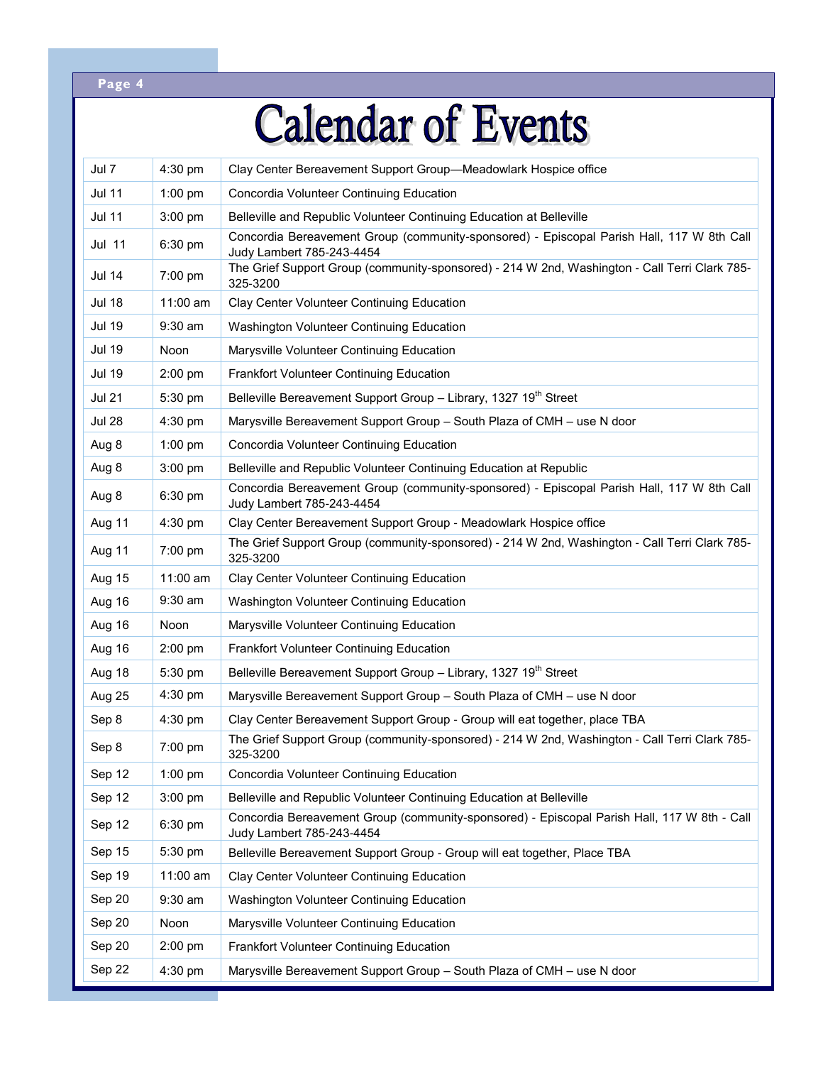# Calendar of Events

| | | |
|---|---|---|
| Jul 7 | 4:30 pm | Clay Center Bereavement Support Group—Meadowlark Hospice office |
| Jul 11 | 1:00 pm | Concordia Volunteer Continuing Education |
| Jul 11 | 3:00 pm | Belleville and Republic Volunteer Continuing Education at Belleville |
| Jul 11 | 6:30 pm | Concordia Bereavement Group (community-sponsored) - Episcopal Parish Hall, 117 W 8th Call Judy Lambert 785-243-4454 |
| Jul 14 | 7:00 pm | The Grief Support Group (community-sponsored) - 214 W 2nd, Washington - Call Terri Clark 785-325-3200 |
| Jul 18 | 11:00 am | Clay Center Volunteer Continuing Education |
| Jul 19 | 9:30 am | Washington Volunteer Continuing Education |
| Jul 19 | Noon | Marysville Volunteer Continuing Education |
| Jul 19 | 2:00 pm | Frankfort Volunteer Continuing Education |
| Jul 21 | 5:30 pm | Belleville Bereavement Support Group – Library, 1327 19th Street |
| Jul 28 | 4:30 pm | Marysville Bereavement Support Group – South Plaza of CMH – use N door |
| Aug 8 | 1:00 pm | Concordia Volunteer Continuing Education |
| Aug 8 | 3:00 pm | Belleville and Republic Volunteer Continuing Education at Republic |
| Aug 8 | 6:30 pm | Concordia Bereavement Group (community-sponsored) - Episcopal Parish Hall, 117 W 8th Call Judy Lambert 785-243-4454 |
| Aug 11 | 4:30 pm | Clay Center Bereavement Support Group - Meadowlark Hospice office |
| Aug 11 | 7:00 pm | The Grief Support Group (community-sponsored) - 214 W 2nd, Washington - Call Terri Clark 785-325-3200 |
| Aug 15 | 11:00 am | Clay Center Volunteer Continuing Education |
| Aug 16 | 9:30 am | Washington Volunteer Continuing Education |
| Aug 16 | Noon | Marysville Volunteer Continuing Education |
| Aug 16 | 2:00 pm | Frankfort Volunteer Continuing Education |
| Aug 18 | 5:30 pm | Belleville Bereavement Support Group – Library, 1327 19th Street |
| Aug 25 | 4:30 pm | Marysville Bereavement Support Group – South Plaza of CMH – use N door |
| Sep 8 | 4:30 pm | Clay Center Bereavement Support Group - Group will eat together, place TBA |
| Sep 8 | 7:00 pm | The Grief Support Group (community-sponsored) - 214 W 2nd, Washington - Call Terri Clark 785-325-3200 |
| Sep 12 | 1:00 pm | Concordia Volunteer Continuing Education |
| Sep 12 | 3:00 pm | Belleville and Republic Volunteer Continuing Education at Belleville |
| Sep 12 | 6:30 pm | Concordia Bereavement Group (community-sponsored) - Episcopal Parish Hall, 117 W 8th - Call Judy Lambert 785-243-4454 |
| Sep 15 | 5:30 pm | Belleville Bereavement Support Group - Group will eat together, Place TBA |
| Sep 19 | 11:00 am | Clay Center Volunteer Continuing Education |
| Sep 20 | 9:30 am | Washington Volunteer Continuing Education |
| Sep 20 | Noon | Marysville Volunteer Continuing Education |
| Sep 20 | 2:00 pm | Frankfort Volunteer Continuing Education |
| Sep 22 | 4:30 pm | Marysville Bereavement Support Group – South Plaza of CMH – use N door |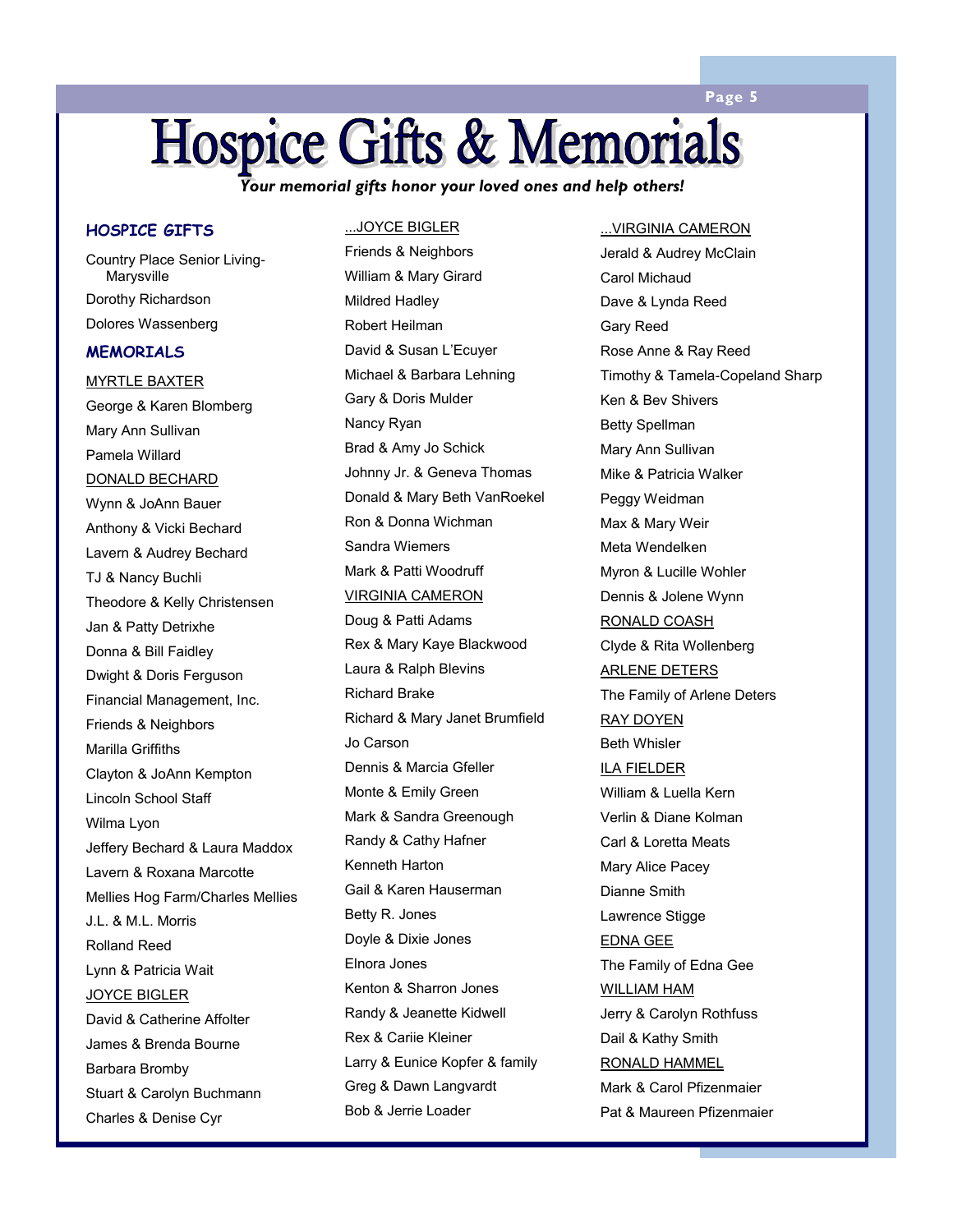# Hospice Gifts & Memorials

***Your memorial gifts honor your loved ones and help others!***

## HOSPICE GIFTS

Country Place Senior Living-Marysville
Dorothy Richardson
Dolores Wassenberg

## MEMORIALS

MYRTLE BAXTER
George & Karen Blomberg
Mary Ann Sullivan
Pamela Willard

DONALD BECHARD
Wynn & JoAnn Bauer
Anthony & Vicki Bechard
Lavern & Audrey Bechard
TJ & Nancy Buchli
Theodore & Kelly Christensen
Jan & Patty Detrixhe
Donna & Bill Faidley
Dwight & Doris Ferguson
Financial Management, Inc.
Friends & Neighbors
Marilla Griffiths
Clayton & JoAnn Kempton
Lincoln School Staff
Wilma Lyon
Jeffery Bechard & Laura Maddox
Lavern & Roxana Marcotte
Mellies Hog Farm/Charles Mellies
J.L. & M.L. Morris
Rolland Reed
Lynn & Patricia Wait

JOYCE BIGLER
David & Catherine Affolter
James & Brenda Bourne
Barbara Bromby
Stuart & Carolyn Buchmann
Charles & Denise Cyr

...JOYCE BIGLER
Friends & Neighbors
William & Mary Girard
Mildred Hadley
Robert Heilman
David & Susan L'Ecuyer
Michael & Barbara Lehning
Gary & Doris Mulder
Nancy Ryan
Brad & Amy Jo Schick
Johnny Jr. & Geneva Thomas
Donald & Mary Beth VanRoekel
Ron & Donna Wichman
Sandra Wiemers
Mark & Patti Woodruff

VIRGINIA CAMERON
Doug & Patti Adams
Rex & Mary Kaye Blackwood
Laura & Ralph Blevins
Richard Brake
Richard & Mary Janet Brumfield
Jo Carson
Dennis & Marcia Gfeller
Monte & Emily Green
Mark & Sandra Greenough
Randy & Cathy Hafner
Kenneth Harton
Gail & Karen Hauserman
Betty R. Jones
Doyle & Dixie Jones
Elnora Jones
Kenton & Sharron Jones
Randy & Jeanette Kidwell
Rex & Cariie Kleiner
Larry & Eunice Kopfer & family
Greg & Dawn Langvardt
Bob & Jerrie Loader

...VIRGINIA CAMERON
Jerald & Audrey McClain
Carol Michaud
Dave & Lynda Reed
Gary Reed
Rose Anne & Ray Reed
Timothy & Tamela-Copeland Sharp
Ken & Bev Shivers
Betty Spellman
Mary Ann Sullivan
Mike & Patricia Walker
Peggy Weidman
Max & Mary Weir
Meta Wendelken
Myron & Lucille Wohler
Dennis & Jolene Wynn

RONALD COASH
Clyde & Rita Wollenberg

ARLENE DETERS
The Family of Arlene Deters

RAY DOYEN
Beth Whisler

ILA FIELDER
William & Luella Kern
Verlin & Diane Kolman
Carl & Loretta Meats
Mary Alice Pacey
Dianne Smith
Lawrence Stigge

EDNA GEE
The Family of Edna Gee

WILLIAM HAM
Jerry & Carolyn Rothfuss
Dail & Kathy Smith

RONALD HAMMEL
Mark & Carol Pfizenmaier
Pat & Maureen Pfizenmaier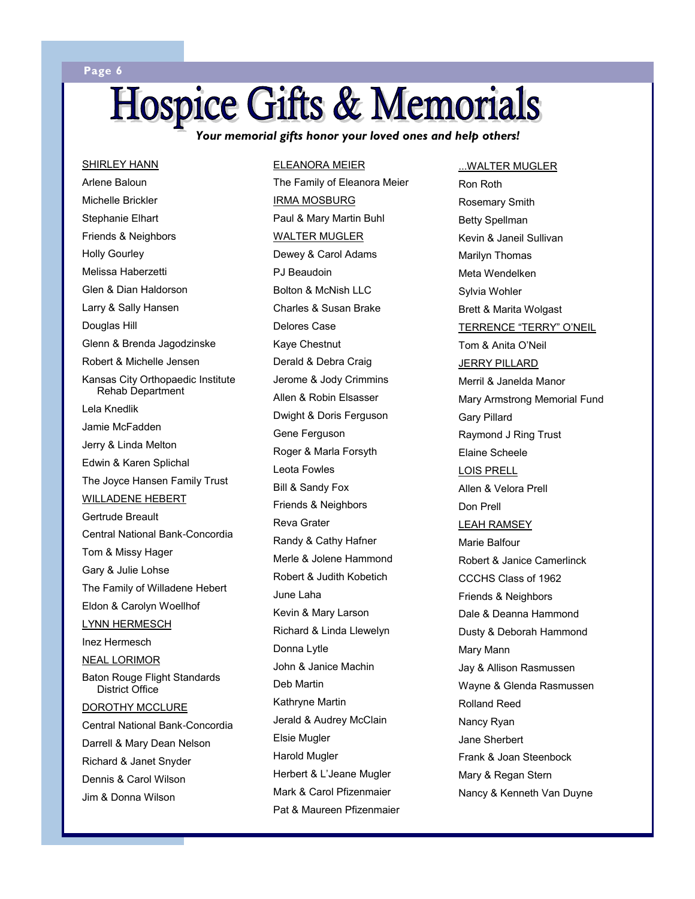# Hospice Gifts & Memorials

***Your memorial gifts honor your loved ones and help others!***

SHIRLEY HANN

Arlene Baloun
Michelle Brickler
Stephanie Elhart
Friends & Neighbors
Holly Gourley
Melissa Haberzetti
Glen & Dian Haldorson
Larry & Sally Hansen
Douglas Hill
Glenn & Brenda Jagodzinske
Robert & Michelle Jensen
Kansas City Orthopaedic Institute Rehab Department
Lela Knedlik
Jamie McFadden
Jerry & Linda Melton
Edwin & Karen Splichal
The Joyce Hansen Family Trust

WILLADENE HEBERT

Gertrude Breault
Central National Bank-Concordia
Tom & Missy Hager
Gary & Julie Lohse
The Family of Willadene Hebert
Eldon & Carolyn Woellhof

LYNN HERMESCH

Inez Hermesch

NEAL LORIMOR

Baton Rouge Flight Standards District Office

DOROTHY MCCLURE

Central National Bank-Concordia
Darrell & Mary Dean Nelson
Richard & Janet Snyder
Dennis & Carol Wilson
Jim & Donna Wilson

ELEANORA MEIER

The Family of Eleanora Meier

IRMA MOSBURG

Paul & Mary Martin Buhl

WALTER MUGLER

Dewey & Carol Adams
PJ Beaudoin
Bolton & McNish LLC
Charles & Susan Brake
Delores Case
Kaye Chestnut
Derald & Debra Craig
Jerome & Jody Crimmins
Allen & Robin Elsasser
Dwight & Doris Ferguson
Gene Ferguson
Roger & Marla Forsyth
Leota Fowles
Bill & Sandy Fox
Friends & Neighbors
Reva Grater
Randy & Cathy Hafner
Merle & Jolene Hammond
Robert & Judith Kobetich
June Laha
Kevin & Mary Larson
Richard & Linda Llewelyn
Donna Lytle
John & Janice Machin
Deb Martin
Kathryne Martin
Jerald & Audrey McClain
Elsie Mugler
Harold Mugler
Herbert & L'Jeane Mugler
Mark & Carol Pfizenmaier
Pat & Maureen Pfizenmaier

...WALTER MUGLER

Ron Roth
Rosemary Smith
Betty Spellman
Kevin & Janeil Sullivan
Marilyn Thomas
Meta Wendelken
Sylvia Wohler
Brett & Marita Wolgast

TERRENCE "TERRY" O'NEIL

Tom & Anita O'Neil

JERRY PILLARD

Merril & Janelda Manor
Mary Armstrong Memorial Fund
Gary Pillard
Raymond J Ring Trust
Elaine Scheele

LOIS PRELL

Allen & Velora Prell
Don Prell

LEAH RAMSEY

Marie Balfour
Robert & Janice Camerlinck
CCCHS Class of 1962
Friends & Neighbors
Dale & Deanna Hammond
Dusty & Deborah Hammond
Mary Mann
Jay & Allison Rasmussen
Wayne & Glenda Rasmussen
Rolland Reed
Nancy Ryan
Jane Sherbert
Frank & Joan Steenbock
Mary & Regan Stern
Nancy & Kenneth Van Duyne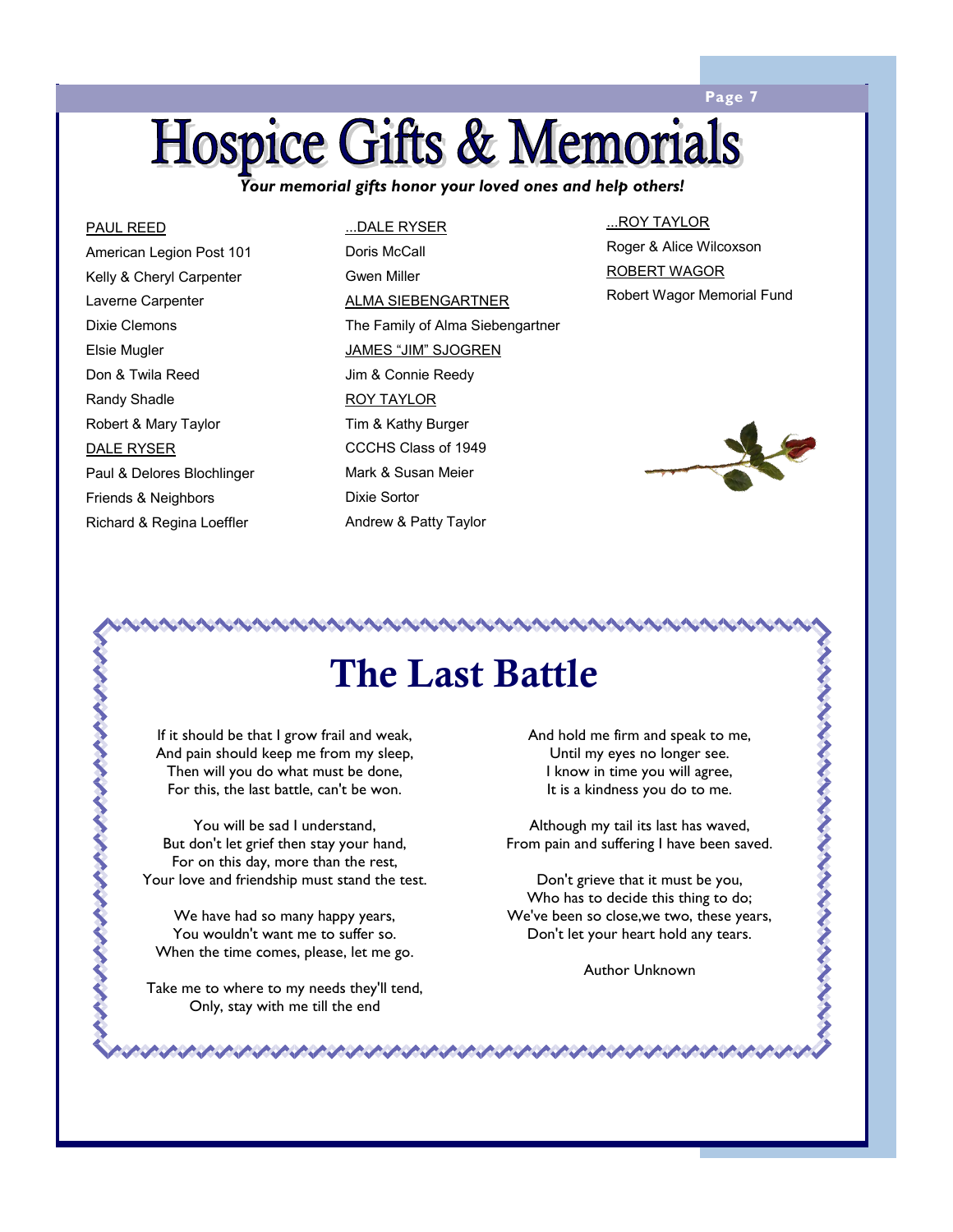# Hospice Gifts & Memorials

***Your memorial gifts honor your loved ones and help others!***

PAUL REED
American Legion Post 101
Kelly & Cheryl Carpenter
Laverne Carpenter
Dixie Clemons
Elsie Mugler
Don & Twila Reed
Randy Shadle
Robert & Mary Taylor

DALE RYSER
Paul & Delores Blochlinger
Friends & Neighbors
Richard & Regina Loeffler

...DALE RYSER
Doris McCall
Gwen Miller

ALMA SIEBENGARTNER
The Family of Alma Siebengartner

JAMES "JIM" SJOGREN
Jim & Connie Reedy

ROY TAYLOR
Tim & Kathy Burger
CCCHS Class of 1949
Mark & Susan Meier
Dixie Sortor
Andrew & Patty Taylor

...ROY TAYLOR
Roger & Alice Wilcoxson

ROBERT WAGOR
Robert Wagor Memorial Fund

## The Last Battle

If it should be that I grow frail and weak,
And pain should keep me from my sleep,
Then will you do what must be done,
For this, the last battle, can't be won.

You will be sad I understand,
But don't let grief then stay your hand,
For on this day, more than the rest,
Your love and friendship must stand the test.

We have had so many happy years,
You wouldn't want me to suffer so.
When the time comes, please, let me go.

Take me to where to my needs they'll tend,
Only, stay with me till the end

And hold me firm and speak to me,
Until my eyes no longer see.
I know in time you will agree,
It is a kindness you do to me.

Although my tail its last has waved,
From pain and suffering I have been saved.

Don't grieve that it must be you,
Who has to decide this thing to do;
We've been so close,we two, these years,
Don't let your heart hold any tears.

Author Unknown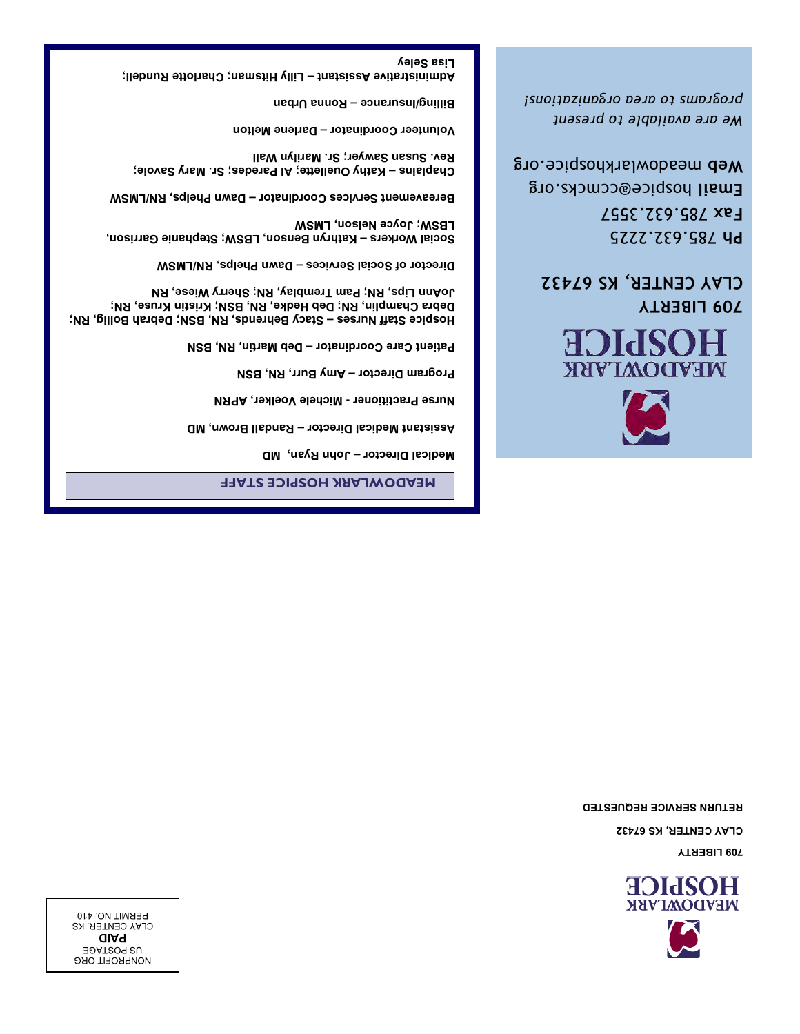## MEADOWLARK HOSPICE STAFF

**Medical Director – John Ryan, MD**

**Assistant Medical Director – Randall Brown, MD**

**Nurse Practitioner - Michele Voelker, APRN**

**Program Director – Amy Burr, RN, BSN**

**Patient Care Coordinator – Deb Martin, RN, BSN**

**Hospice Staff Nurses – Stacy Behrends, RN, BSN; Debrah Bollig, RN; Debra Champlin, RN; Deb Hedke, RN, BSN; Kristin Kruse, RN; JoAnn Lips, RN; Pam Tremblay, RN; Sherry Wiese, RN**

**Director of Social Services – Dawn Phelps, RN/LMSW**

**Social Workers – Kathryn Benson, LBSW; Stephanie Garrison, LBSW; Joyce Nelson, LMSW**

**Bereavement Services Coordinator – Dawn Phelps, RN/LMSW**

**Chaplains – Kathy Ouellette; Al Paredes; Sr. Mary Savoie; Rev. Susan Sawyer; Sr. Marilyn Wall**

**Volunteer Coordinator – Darlene Melton**

**Billing/Insurance – Ronna Urban**

**Administrative Assistant – Lilly Hitsman; Charlotte Rundell; Lisa Seley**

MEADOWLARK HOSPICE

**709 LIBERTY**
**CLAY CENTER, KS 67432**

**Ph** 785.632.2225
**Fax** 785.632.3557
**Email** hospice@ccmcks.org
**Web** meadowlarkhospice.org

*We are available to present programs to area organizations!*

MEADOWLARK HOSPICE
**709 LIBERTY**
**CLAY CENTER, KS 67432**
**RETURN SERVICE REQUESTED**

NONPROFIT ORG
US POSTAGE
**PAID**
CLAY CENTER, KS
PERMIT NO. 410